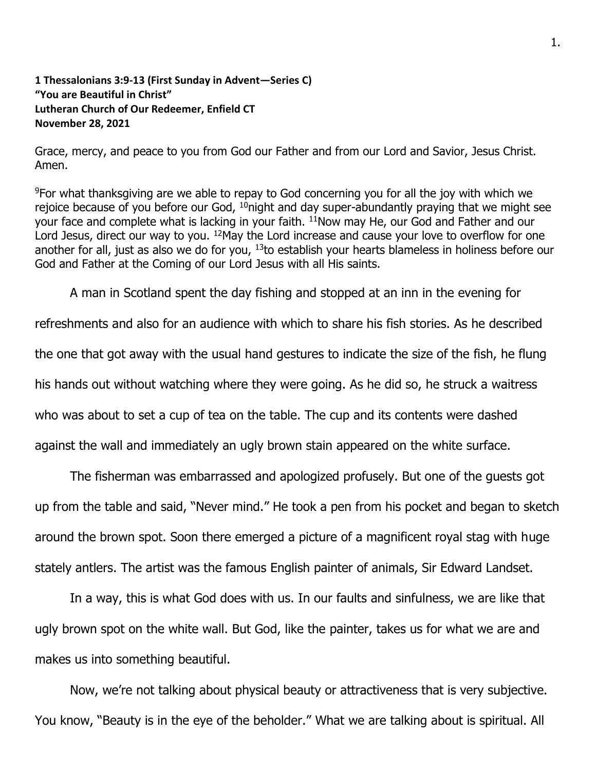**1 Thessalonians 3:9-13 (First Sunday in Advent—Series C)**
**"You are Beautiful in Christ"**
**Lutheran Church of Our Redeemer, Enfield CT**
**November 28, 2021**

Grace, mercy, and peace to you from God our Father and from our Lord and Savior, Jesus Christ. Amen.

[9]For what thanksgiving are we able to repay to God concerning you for all the joy with which we rejoice because of you before our God, [10]night and day super-abundantly praying that we might see your face and complete what is lacking in your faith. [11]Now may He, our God and Father and our Lord Jesus, direct our way to you. [12]May the Lord increase and cause your love to overflow for one another for all, just as also we do for you, [13]to establish your hearts blameless in holiness before our God and Father at the Coming of our Lord Jesus with all His saints.

A man in Scotland spent the day fishing and stopped at an inn in the evening for refreshments and also for an audience with which to share his fish stories. As he described the one that got away with the usual hand gestures to indicate the size of the fish, he flung his hands out without watching where they were going. As he did so, he struck a waitress who was about to set a cup of tea on the table. The cup and its contents were dashed against the wall and immediately an ugly brown stain appeared on the white surface.

The fisherman was embarrassed and apologized profusely. But one of the guests got up from the table and said, "Never mind." He took a pen from his pocket and began to sketch around the brown spot. Soon there emerged a picture of a magnificent royal stag with huge stately antlers. The artist was the famous English painter of animals, Sir Edward Landset.

In a way, this is what God does with us. In our faults and sinfulness, we are like that ugly brown spot on the white wall. But God, like the painter, takes us for what we are and makes us into something beautiful.

Now, we're not talking about physical beauty or attractiveness that is very subjective. You know, "Beauty is in the eye of the beholder." What we are talking about is spiritual. All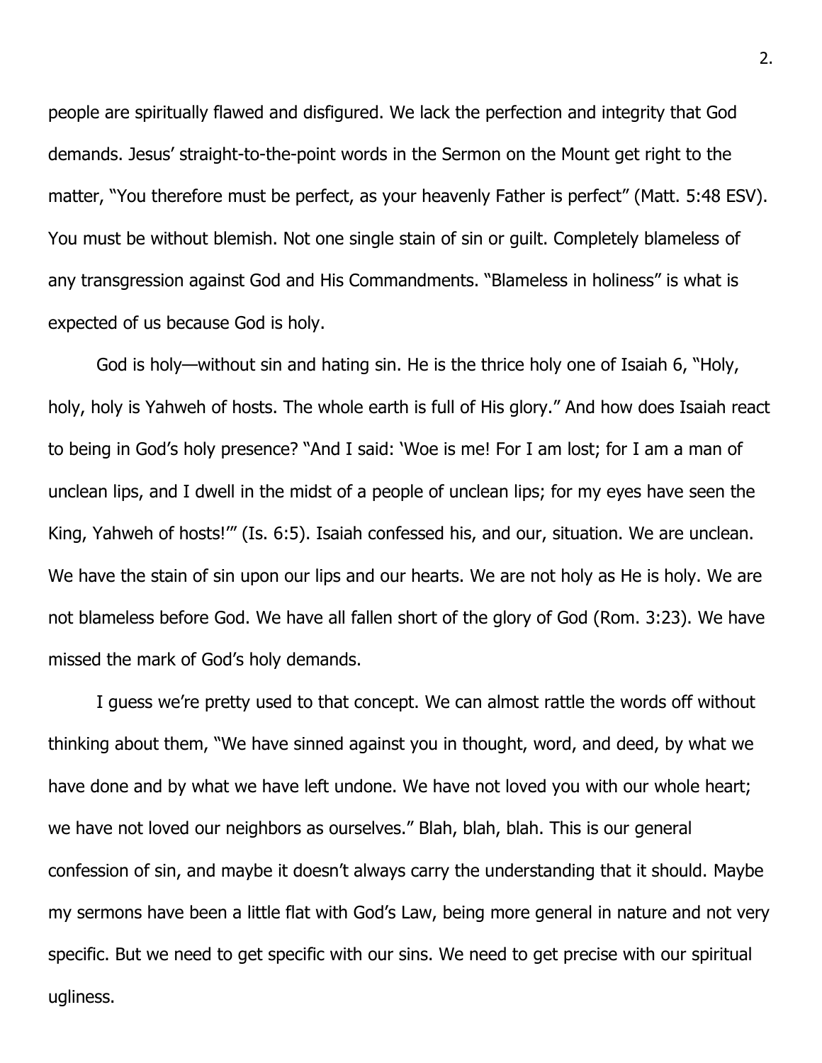people are spiritually flawed and disfigured. We lack the perfection and integrity that God demands. Jesus' straight-to-the-point words in the Sermon on the Mount get right to the matter, "You therefore must be perfect, as your heavenly Father is perfect" (Matt. 5:48 ESV). You must be without blemish. Not one single stain of sin or guilt. Completely blameless of any transgression against God and His Commandments. "Blameless in holiness" is what is expected of us because God is holy.

God is holy—without sin and hating sin. He is the thrice holy one of Isaiah 6, "Holy, holy, holy is Yahweh of hosts. The whole earth is full of His glory." And how does Isaiah react to being in God's holy presence? "And I said: 'Woe is me! For I am lost; for I am a man of unclean lips, and I dwell in the midst of a people of unclean lips; for my eyes have seen the King, Yahweh of hosts!'" (Is. 6:5). Isaiah confessed his, and our, situation. We are unclean. We have the stain of sin upon our lips and our hearts. We are not holy as He is holy. We are not blameless before God. We have all fallen short of the glory of God (Rom. 3:23). We have missed the mark of God's holy demands.

I guess we're pretty used to that concept. We can almost rattle the words off without thinking about them, "We have sinned against you in thought, word, and deed, by what we have done and by what we have left undone. We have not loved you with our whole heart; we have not loved our neighbors as ourselves." Blah, blah, blah. This is our general confession of sin, and maybe it doesn't always carry the understanding that it should. Maybe my sermons have been a little flat with God's Law, being more general in nature and not very specific. But we need to get specific with our sins. We need to get precise with our spiritual ugliness.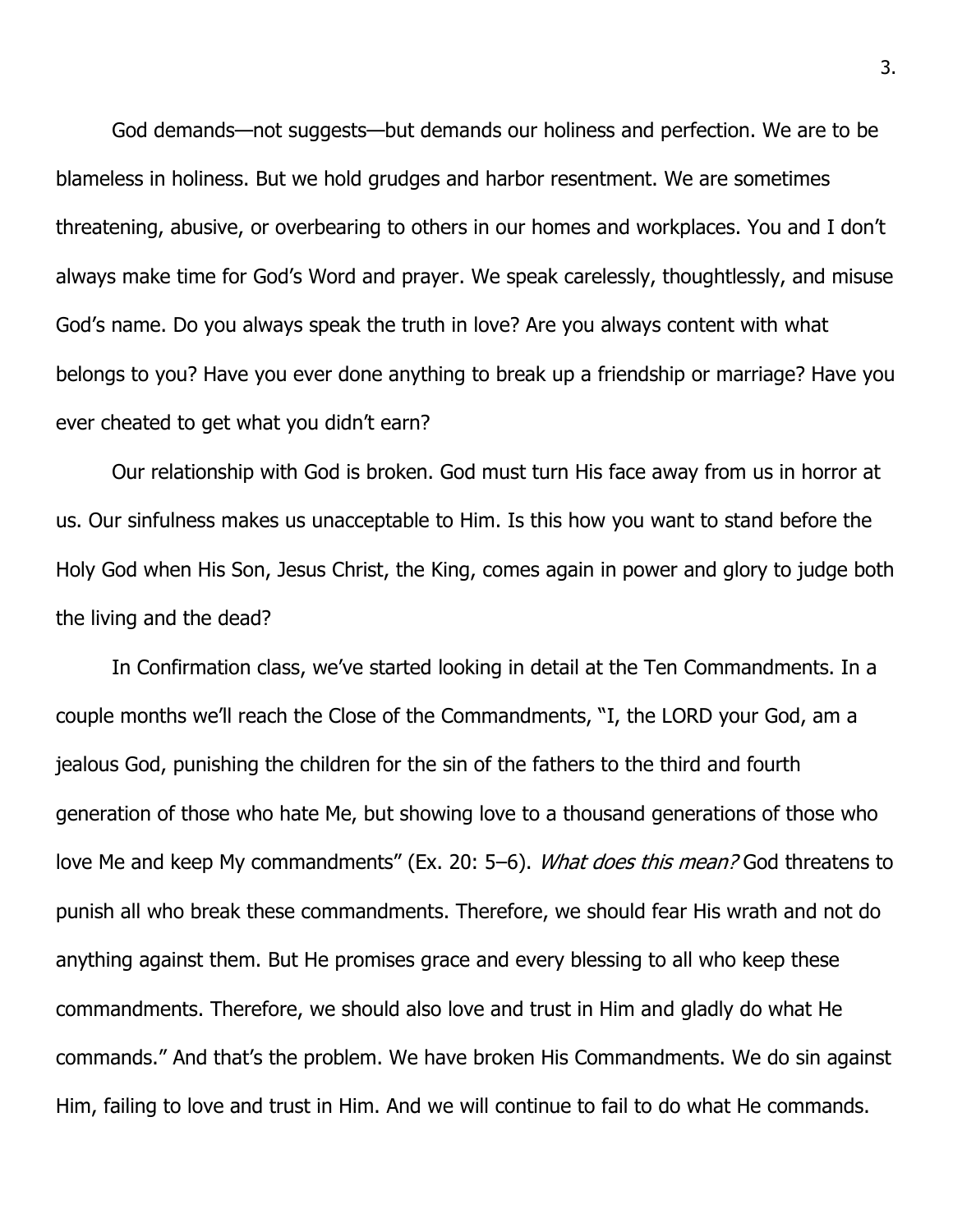God demands—not suggests—but demands our holiness and perfection. We are to be blameless in holiness. But we hold grudges and harbor resentment. We are sometimes threatening, abusive, or overbearing to others in our homes and workplaces. You and I don't always make time for God's Word and prayer. We speak carelessly, thoughtlessly, and misuse God's name. Do you always speak the truth in love? Are you always content with what belongs to you? Have you ever done anything to break up a friendship or marriage? Have you ever cheated to get what you didn't earn?

Our relationship with God is broken. God must turn His face away from us in horror at us. Our sinfulness makes us unacceptable to Him. Is this how you want to stand before the Holy God when His Son, Jesus Christ, the King, comes again in power and glory to judge both the living and the dead?

In Confirmation class, we've started looking in detail at the Ten Commandments. In a couple months we'll reach the Close of the Commandments, "I, the LORD your God, am a jealous God, punishing the children for the sin of the fathers to the third and fourth generation of those who hate Me, but showing love to a thousand generations of those who love Me and keep My commandments" (Ex. 20: 5–6). *What does this mean?* God threatens to punish all who break these commandments. Therefore, we should fear His wrath and not do anything against them. But He promises grace and every blessing to all who keep these commandments. Therefore, we should also love and trust in Him and gladly do what He commands." And that's the problem. We have broken His Commandments. We do sin against Him, failing to love and trust in Him. And we will continue to fail to do what He commands.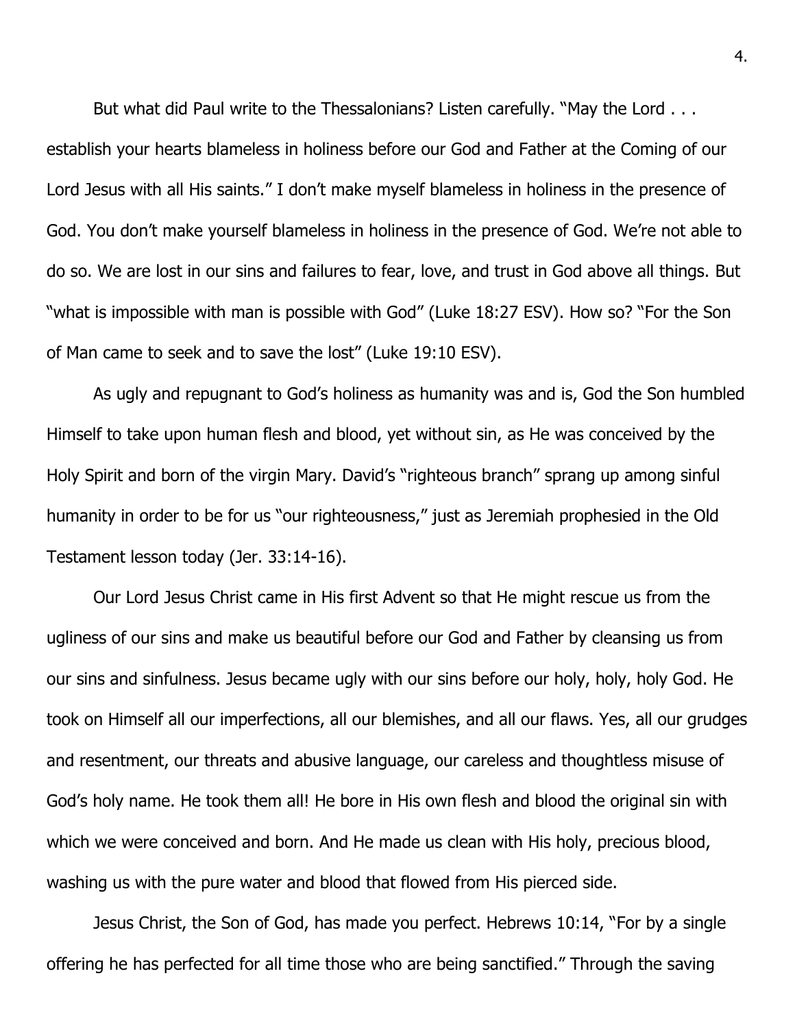But what did Paul write to the Thessalonians? Listen carefully. "May the Lord . . . establish your hearts blameless in holiness before our God and Father at the Coming of our Lord Jesus with all His saints." I don't make myself blameless in holiness in the presence of God. You don't make yourself blameless in holiness in the presence of God. We're not able to do so. We are lost in our sins and failures to fear, love, and trust in God above all things. But "what is impossible with man is possible with God" (Luke 18:27 ESV). How so? "For the Son of Man came to seek and to save the lost" (Luke 19:10 ESV).

As ugly and repugnant to God's holiness as humanity was and is, God the Son humbled Himself to take upon human flesh and blood, yet without sin, as He was conceived by the Holy Spirit and born of the virgin Mary. David's "righteous branch" sprang up among sinful humanity in order to be for us "our righteousness," just as Jeremiah prophesied in the Old Testament lesson today (Jer. 33:14-16).

Our Lord Jesus Christ came in His first Advent so that He might rescue us from the ugliness of our sins and make us beautiful before our God and Father by cleansing us from our sins and sinfulness. Jesus became ugly with our sins before our holy, holy, holy God. He took on Himself all our imperfections, all our blemishes, and all our flaws. Yes, all our grudges and resentment, our threats and abusive language, our careless and thoughtless misuse of God's holy name. He took them all! He bore in His own flesh and blood the original sin with which we were conceived and born. And He made us clean with His holy, precious blood, washing us with the pure water and blood that flowed from His pierced side.

Jesus Christ, the Son of God, has made you perfect. Hebrews 10:14, "For by a single offering he has perfected for all time those who are being sanctified." Through the saving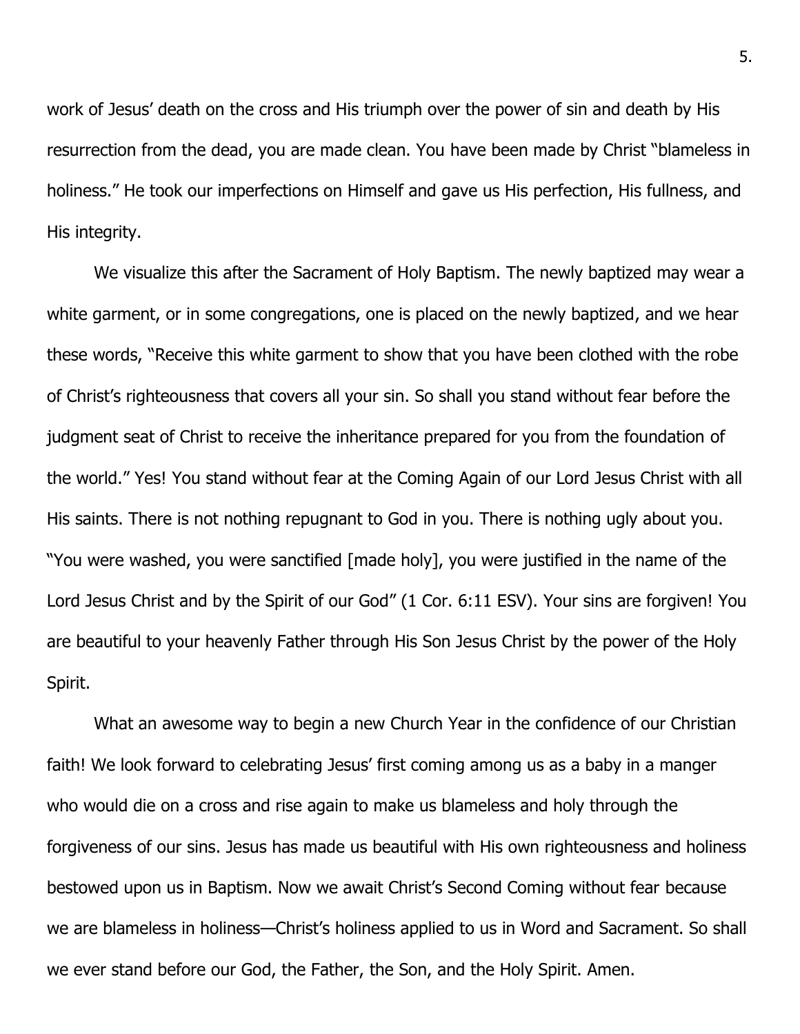work of Jesus' death on the cross and His triumph over the power of sin and death by His resurrection from the dead, you are made clean. You have been made by Christ "blameless in holiness." He took our imperfections on Himself and gave us His perfection, His fullness, and His integrity.

We visualize this after the Sacrament of Holy Baptism. The newly baptized may wear a white garment, or in some congregations, one is placed on the newly baptized, and we hear these words, "Receive this white garment to show that you have been clothed with the robe of Christ's righteousness that covers all your sin. So shall you stand without fear before the judgment seat of Christ to receive the inheritance prepared for you from the foundation of the world." Yes! You stand without fear at the Coming Again of our Lord Jesus Christ with all His saints. There is not nothing repugnant to God in you. There is nothing ugly about you. "You were washed, you were sanctified [made holy], you were justified in the name of the Lord Jesus Christ and by the Spirit of our God" (1 Cor. 6:11 ESV). Your sins are forgiven! You are beautiful to your heavenly Father through His Son Jesus Christ by the power of the Holy Spirit.

What an awesome way to begin a new Church Year in the confidence of our Christian faith! We look forward to celebrating Jesus' first coming among us as a baby in a manger who would die on a cross and rise again to make us blameless and holy through the forgiveness of our sins. Jesus has made us beautiful with His own righteousness and holiness bestowed upon us in Baptism. Now we await Christ's Second Coming without fear because we are blameless in holiness—Christ's holiness applied to us in Word and Sacrament. So shall we ever stand before our God, the Father, the Son, and the Holy Spirit. Amen.